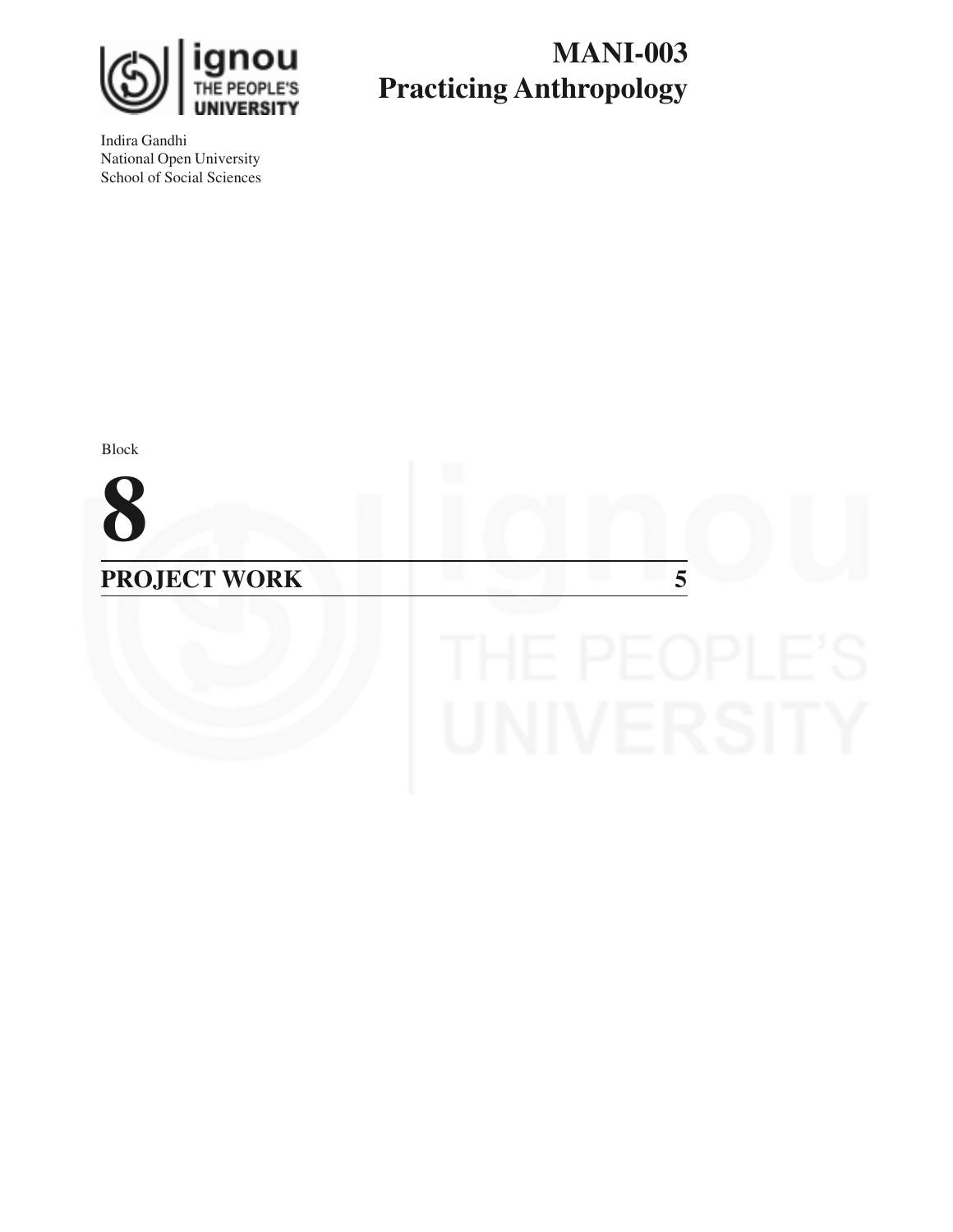# MANI-003
# Practicing Anthropology

Indira Gandhi
National Open University
School of Social Sciences

Block

# 8

| PROJECT WORK | 5 |
|---|---|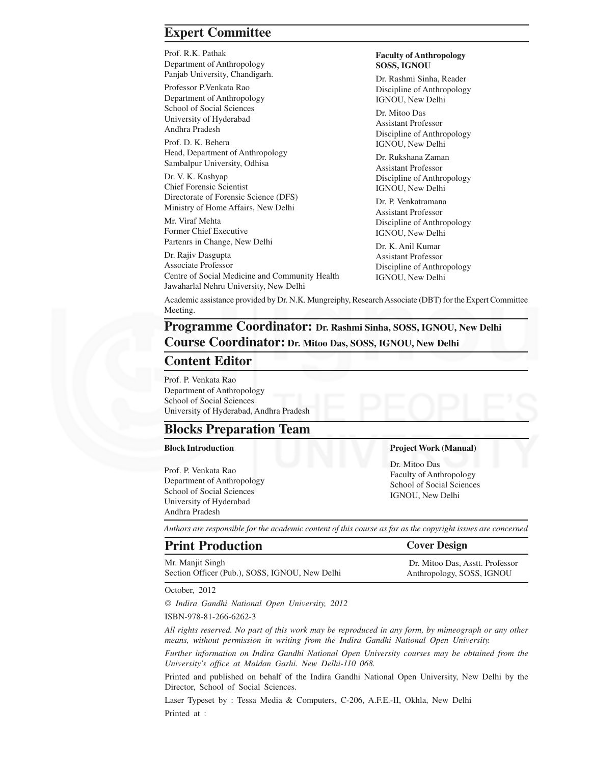## Expert Committee

Prof. R.K. Pathak
Department of Anthropology
Panjab University, Chandigarh.

Professor P.Venkata Rao
Department of Anthropology
School of Social Sciences
University of Hyderabad
Andhra Pradesh

Prof. D. K. Behera
Head, Department of Anthropology
Sambalpur University, Odhisa

Dr. V. K. Kashyap
Chief Forensic Scientist
Directorate of Forensic Science (DFS)
Ministry of Home Affairs, New Delhi

Mr. Viraf Mehta
Former Chief Executive
Partenrs in Change, New Delhi

Dr. Rajiv Dasgupta
Associate Professor
Centre of Social Medicine and Community Health
Jawaharlal Nehru University, New Delhi

**Faculty of Anthropology SOSS, IGNOU**

Dr. Rashmi Sinha, Reader
Discipline of Anthropology
IGNOU, New Delhi

Dr. Mitoo Das
Assistant Professor
Discipline of Anthropology
IGNOU, New Delhi

Dr. Rukshana Zaman
Assistant Professor
Discipline of Anthropology
IGNOU, New Delhi

Dr. P. Venkatramana
Assistant Professor
Discipline of Anthropology
IGNOU, New Delhi

Dr. K. Anil Kumar
Assistant Professor
Discipline of Anthropology
IGNOU, New Delhi

Academic assistance provided by Dr. N.K. Mungreiphy, Research Associate (DBT) for the Expert Committee Meeting.

## Programme Coordinator: Dr. Rashmi Sinha, SOSS, IGNOU, New Delhi

## Course Coordinator: Dr. Mitoo Das, SOSS, IGNOU, New Delhi

## Content Editor

Prof. P. Venkata Rao
Department of Anthropology
School of Social Sciences
University of Hyderabad, Andhra Pradesh

## Blocks Preparation Team

**Block Introduction**

Prof. P. Venkata Rao
Department of Anthropology
School of Social Sciences
University of Hyderabad
Andhra Pradesh

**Project Work (Manual)**

Dr. Mitoo Das
Faculty of Anthropology
School of Social Sciences
IGNOU, New Delhi

*Authors are responsible for the academic content of this course as far as the copyright issues are concerned*

## Print Production

Mr. Manjit Singh
Section Officer (Pub.), SOSS, IGNOU, New Delhi

## Cover Design

Dr. Mitoo Das, Asstt. Professor
Anthropology, SOSS, IGNOU

October, 2012

© *Indira Gandhi National Open University, 2012*

ISBN-978-81-266-6262-3

*All rights reserved. No part of this work may be reproduced in any form, by mimeograph or any other means, without permission in writing from the Indira Gandhi National Open University.*

*Further information on Indira Gandhi National Open University courses may be obtained from the University's office at Maidan Garhi. New Delhi-110 068.*

Printed and published on behalf of the Indira Gandhi National Open University, New Delhi by the Director, School of Social Sciences.

Laser Typeset by : Tessa Media & Computers, C-206, A.F.E.-II, Okhla, New Delhi

Printed at :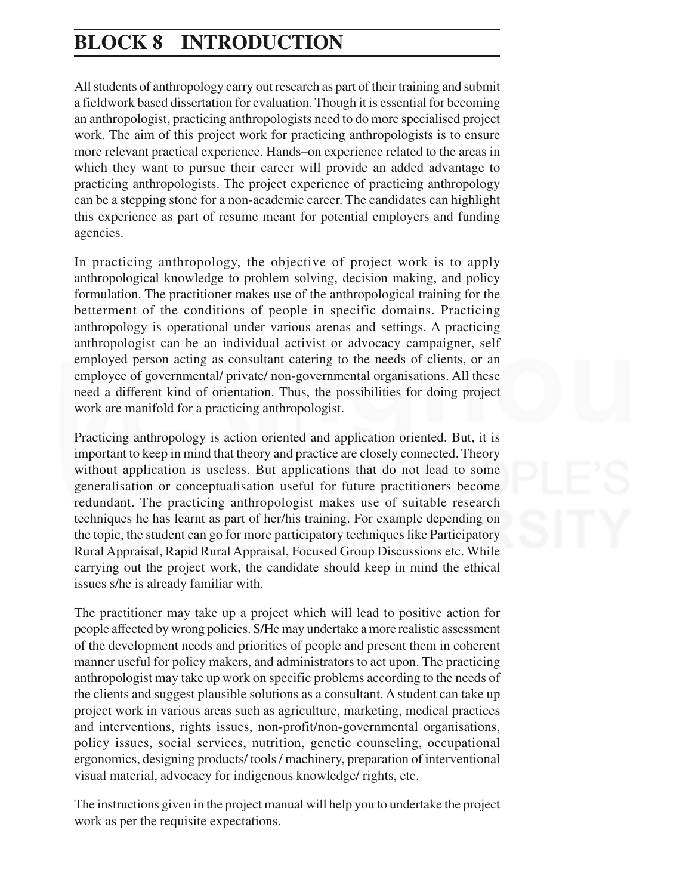# BLOCK 8 INTRODUCTION

All students of anthropology carry out research as part of their training and submit a fieldwork based dissertation for evaluation. Though it is essential for becoming an anthropologist, practicing anthropologists need to do more specialised project work. The aim of this project work for practicing anthropologists is to ensure more relevant practical experience. Hands–on experience related to the areas in which they want to pursue their career will provide an added advantage to practicing anthropologists. The project experience of practicing anthropology can be a stepping stone for a non-academic career. The candidates can highlight this experience as part of resume meant for potential employers and funding agencies.

In practicing anthropology, the objective of project work is to apply anthropological knowledge to problem solving, decision making, and policy formulation. The practitioner makes use of the anthropological training for the betterment of the conditions of people in specific domains. Practicing anthropology is operational under various arenas and settings. A practicing anthropologist can be an individual activist or advocacy campaigner, self employed person acting as consultant catering to the needs of clients, or an employee of governmental/ private/ non-governmental organisations. All these need a different kind of orientation. Thus, the possibilities for doing project work are manifold for a practicing anthropologist.

Practicing anthropology is action oriented and application oriented. But, it is important to keep in mind that theory and practice are closely connected. Theory without application is useless. But applications that do not lead to some generalisation or conceptualisation useful for future practitioners become redundant. The practicing anthropologist makes use of suitable research techniques he has learnt as part of her/his training. For example depending on the topic, the student can go for more participatory techniques like Participatory Rural Appraisal, Rapid Rural Appraisal, Focused Group Discussions etc. While carrying out the project work, the candidate should keep in mind the ethical issues s/he is already familiar with.

The practitioner may take up a project which will lead to positive action for people affected by wrong policies. S/He may undertake a more realistic assessment of the development needs and priorities of people and present them in coherent manner useful for policy makers, and administrators to act upon. The practicing anthropologist may take up work on specific problems according to the needs of the clients and suggest plausible solutions as a consultant. A student can take up project work in various areas such as agriculture, marketing, medical practices and interventions, rights issues, non-profit/non-governmental organisations, policy issues, social services, nutrition, genetic counseling, occupational ergonomics, designing products/ tools / machinery, preparation of interventional visual material, advocacy for indigenous knowledge/ rights, etc.

The instructions given in the project manual will help you to undertake the project work as per the requisite expectations.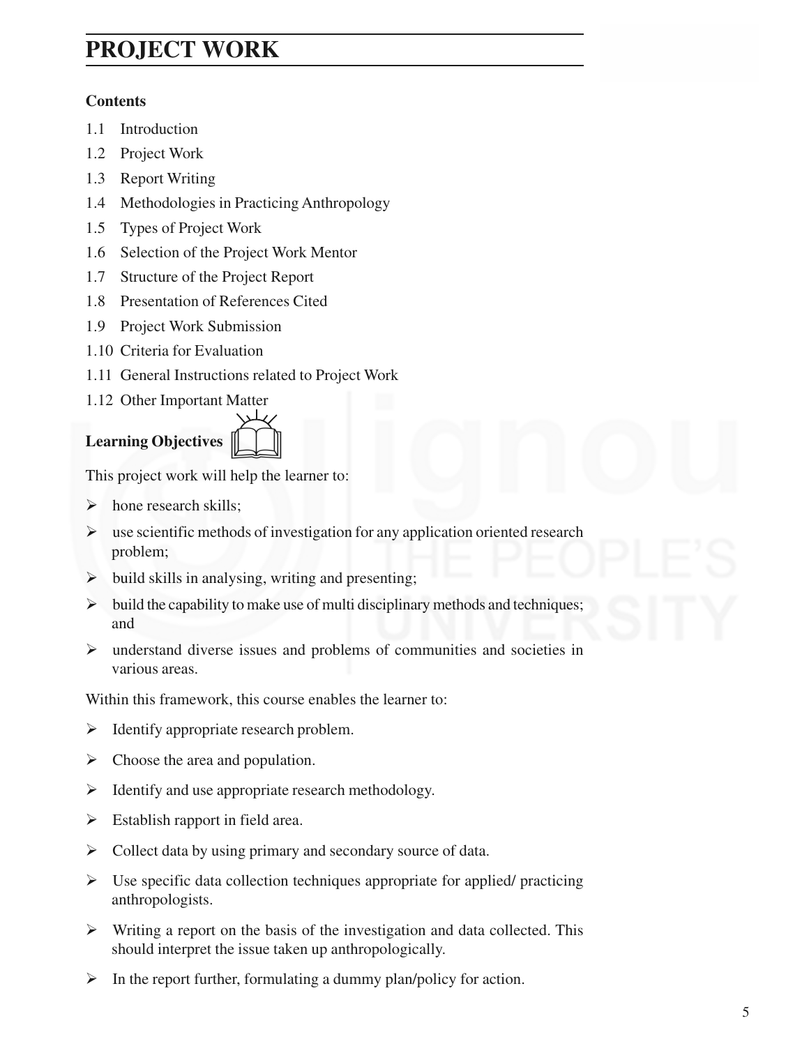# PROJECT WORK

**Contents**

1.1 Introduction
1.2 Project Work
1.3 Report Writing
1.4 Methodologies in Practicing Anthropology
1.5 Types of Project Work
1.6 Selection of the Project Work Mentor
1.7 Structure of the Project Report
1.8 Presentation of References Cited
1.9 Project Work Submission
1.10 Criteria for Evaluation
1.11 General Instructions related to Project Work
1.12 Other Important Matter

**Learning Objectives**

This project work will help the learner to:

- hone research skills;
- use scientific methods of investigation for any application oriented research problem;
- build skills in analysing, writing and presenting;
- build the capability to make use of multi disciplinary methods and techniques; and
- understand diverse issues and problems of communities and societies in various areas.

Within this framework, this course enables the learner to:

- Identify appropriate research problem.
- Choose the area and population.
- Identify and use appropriate research methodology.
- Establish rapport in field area.
- Collect data by using primary and secondary source of data.
- Use specific data collection techniques appropriate for applied/ practicing anthropologists.
- Writing a report on the basis of the investigation and data collected. This should interpret the issue taken up anthropologically.
- In the report further, formulating a dummy plan/policy for action.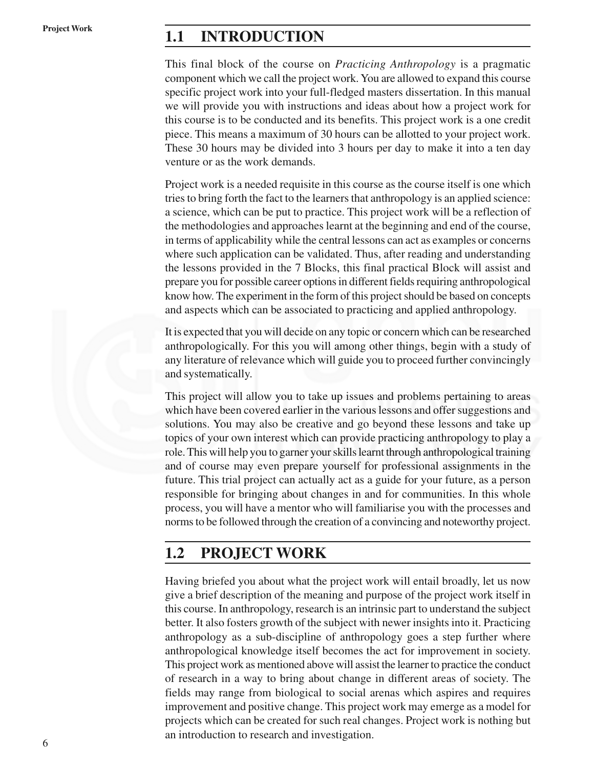## 1.1 INTRODUCTION

This final block of the course on *Practicing Anthropology* is a pragmatic component which we call the project work. You are allowed to expand this course specific project work into your full-fledged masters dissertation. In this manual we will provide you with instructions and ideas about how a project work for this course is to be conducted and its benefits. This project work is a one credit piece. This means a maximum of 30 hours can be allotted to your project work. These 30 hours may be divided into 3 hours per day to make it into a ten day venture or as the work demands.

Project work is a needed requisite in this course as the course itself is one which tries to bring forth the fact to the learners that anthropology is an applied science: a science, which can be put to practice. This project work will be a reflection of the methodologies and approaches learnt at the beginning and end of the course, in terms of applicability while the central lessons can act as examples or concerns where such application can be validated. Thus, after reading and understanding the lessons provided in the 7 Blocks, this final practical Block will assist and prepare you for possible career options in different fields requiring anthropological know how. The experiment in the form of this project should be based on concepts and aspects which can be associated to practicing and applied anthropology.

It is expected that you will decide on any topic or concern which can be researched anthropologically. For this you will among other things, begin with a study of any literature of relevance which will guide you to proceed further convincingly and systematically.

This project will allow you to take up issues and problems pertaining to areas which have been covered earlier in the various lessons and offer suggestions and solutions. You may also be creative and go beyond these lessons and take up topics of your own interest which can provide practicing anthropology to play a role. This will help you to garner your skills learnt through anthropological training and of course may even prepare yourself for professional assignments in the future. This trial project can actually act as a guide for your future, as a person responsible for bringing about changes in and for communities. In this whole process, you will have a mentor who will familiarise you with the processes and norms to be followed through the creation of a convincing and noteworthy project.

## 1.2 PROJECT WORK

Having briefed you about what the project work will entail broadly, let us now give a brief description of the meaning and purpose of the project work itself in this course. In anthropology, research is an intrinsic part to understand the subject better. It also fosters growth of the subject with newer insights into it. Practicing anthropology as a sub-discipline of anthropology goes a step further where anthropological knowledge itself becomes the act for improvement in society. This project work as mentioned above will assist the learner to practice the conduct of research in a way to bring about change in different areas of society. The fields may range from biological to social arenas which aspires and requires improvement and positive change. This project work may emerge as a model for projects which can be created for such real changes. Project work is nothing but an introduction to research and investigation.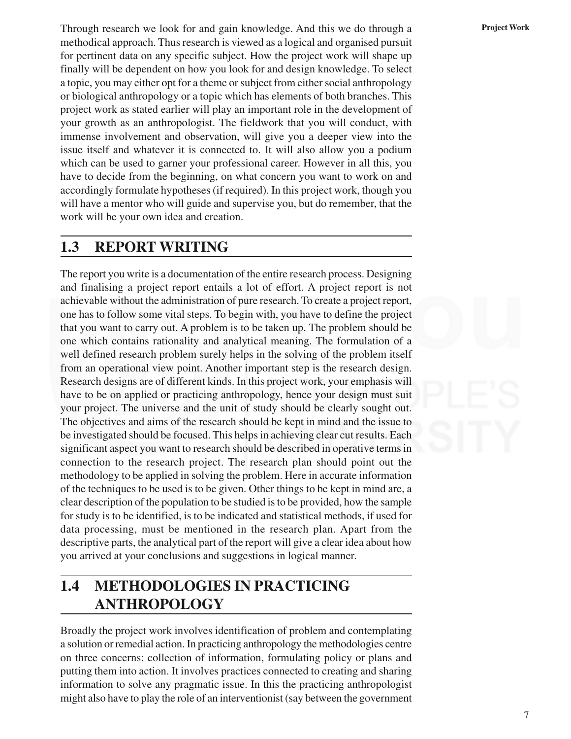Through research we look for and gain knowledge. And this we do through a methodical approach. Thus research is viewed as a logical and organised pursuit for pertinent data on any specific subject. How the project work will shape up finally will be dependent on how you look for and design knowledge. To select a topic, you may either opt for a theme or subject from either social anthropology or biological anthropology or a topic which has elements of both branches. This project work as stated earlier will play an important role in the development of your growth as an anthropologist. The fieldwork that you will conduct, with immense involvement and observation, will give you a deeper view into the issue itself and whatever it is connected to. It will also allow you a podium which can be used to garner your professional career. However in all this, you have to decide from the beginning, on what concern you want to work on and accordingly formulate hypotheses (if required). In this project work, though you will have a mentor who will guide and supervise you, but do remember, that the work will be your own idea and creation.

## 1.3 REPORT WRITING

The report you write is a documentation of the entire research process. Designing and finalising a project report entails a lot of effort. A project report is not achievable without the administration of pure research. To create a project report, one has to follow some vital steps. To begin with, you have to define the project that you want to carry out. A problem is to be taken up. The problem should be one which contains rationality and analytical meaning. The formulation of a well defined research problem surely helps in the solving of the problem itself from an operational view point. Another important step is the research design. Research designs are of different kinds. In this project work, your emphasis will have to be on applied or practicing anthropology, hence your design must suit your project. The universe and the unit of study should be clearly sought out. The objectives and aims of the research should be kept in mind and the issue to be investigated should be focused. This helps in achieving clear cut results. Each significant aspect you want to research should be described in operative terms in connection to the research project. The research plan should point out the methodology to be applied in solving the problem. Here in accurate information of the techniques to be used is to be given. Other things to be kept in mind are, a clear description of the population to be studied is to be provided, how the sample for study is to be identified, is to be indicated and statistical methods, if used for data processing, must be mentioned in the research plan. Apart from the descriptive parts, the analytical part of the report will give a clear idea about how you arrived at your conclusions and suggestions in logical manner.

## 1.4 METHODOLOGIES IN PRACTICING ANTHROPOLOGY

Broadly the project work involves identification of problem and contemplating a solution or remedial action. In practicing anthropology the methodologies centre on three concerns: collection of information, formulating policy or plans and putting them into action. It involves practices connected to creating and sharing information to solve any pragmatic issue. In this the practicing anthropologist might also have to play the role of an interventionist (say between the government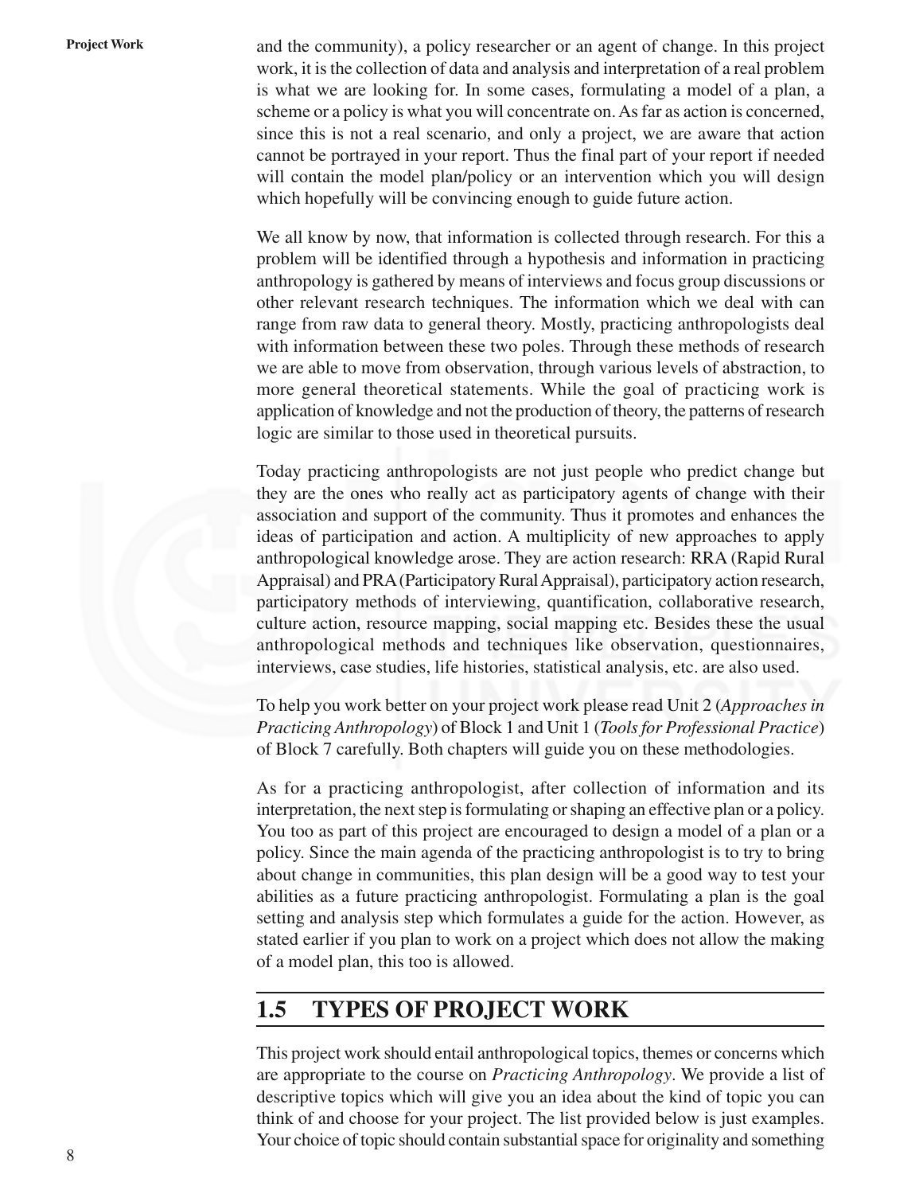and the community), a policy researcher or an agent of change. In this project work, it is the collection of data and analysis and interpretation of a real problem is what we are looking for. In some cases, formulating a model of a plan, a scheme or a policy is what you will concentrate on. As far as action is concerned, since this is not a real scenario, and only a project, we are aware that action cannot be portrayed in your report. Thus the final part of your report if needed will contain the model plan/policy or an intervention which you will design which hopefully will be convincing enough to guide future action.

We all know by now, that information is collected through research. For this a problem will be identified through a hypothesis and information in practicing anthropology is gathered by means of interviews and focus group discussions or other relevant research techniques. The information which we deal with can range from raw data to general theory. Mostly, practicing anthropologists deal with information between these two poles. Through these methods of research we are able to move from observation, through various levels of abstraction, to more general theoretical statements. While the goal of practicing work is application of knowledge and not the production of theory, the patterns of research logic are similar to those used in theoretical pursuits.

Today practicing anthropologists are not just people who predict change but they are the ones who really act as participatory agents of change with their association and support of the community. Thus it promotes and enhances the ideas of participation and action. A multiplicity of new approaches to apply anthropological knowledge arose. They are action research: RRA (Rapid Rural Appraisal) and PRA (Participatory Rural Appraisal), participatory action research, participatory methods of interviewing, quantification, collaborative research, culture action, resource mapping, social mapping etc. Besides these the usual anthropological methods and techniques like observation, questionnaires, interviews, case studies, life histories, statistical analysis, etc. are also used.

To help you work better on your project work please read Unit 2 (*Approaches in Practicing Anthropology*) of Block 1 and Unit 1 (*Tools for Professional Practice*) of Block 7 carefully. Both chapters will guide you on these methodologies.

As for a practicing anthropologist, after collection of information and its interpretation, the next step is formulating or shaping an effective plan or a policy. You too as part of this project are encouraged to design a model of a plan or a policy. Since the main agenda of the practicing anthropologist is to try to bring about change in communities, this plan design will be a good way to test your abilities as a future practicing anthropologist. Formulating a plan is the goal setting and analysis step which formulates a guide for the action. However, as stated earlier if you plan to work on a project which does not allow the making of a model plan, this too is allowed.

## 1.5 TYPES OF PROJECT WORK

This project work should entail anthropological topics, themes or concerns which are appropriate to the course on *Practicing Anthropology*. We provide a list of descriptive topics which will give you an idea about the kind of topic you can think of and choose for your project. The list provided below is just examples. Your choice of topic should contain substantial space for originality and something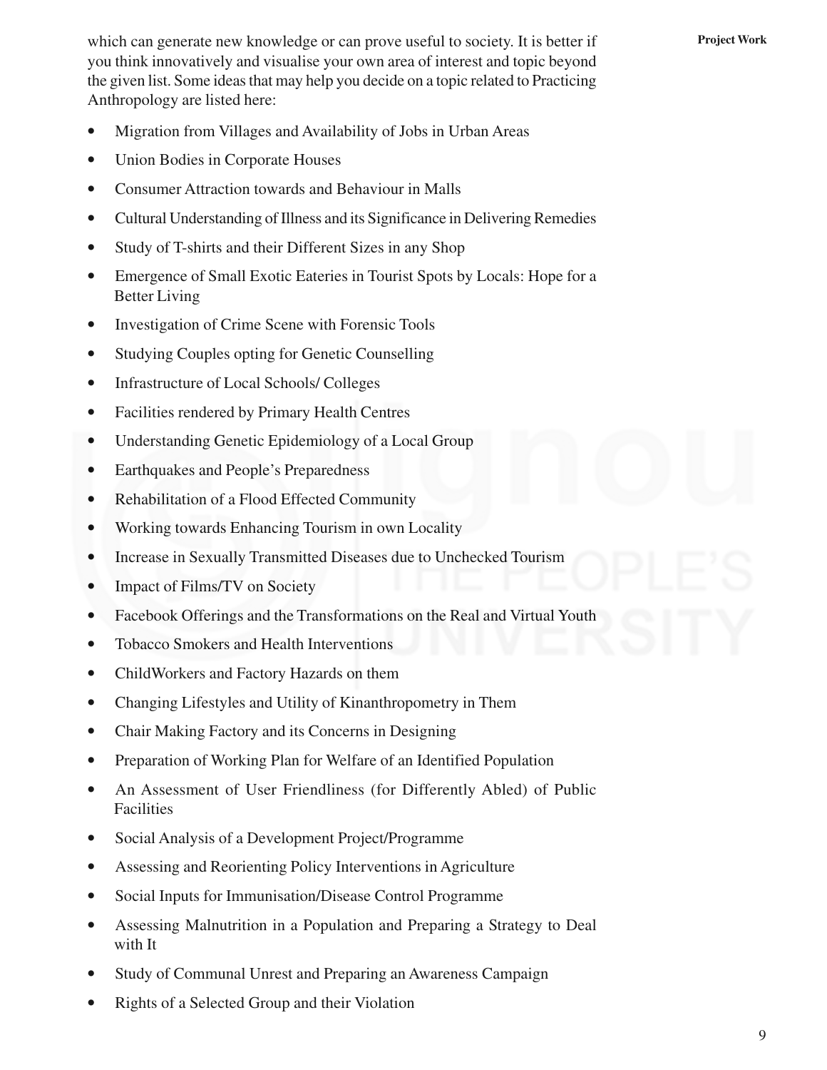which can generate new knowledge or can prove useful to society. It is better if you think innovatively and visualise your own area of interest and topic beyond the given list. Some ideas that may help you decide on a topic related to Practicing Anthropology are listed here:

- Migration from Villages and Availability of Jobs in Urban Areas
- Union Bodies in Corporate Houses
- Consumer Attraction towards and Behaviour in Malls
- Cultural Understanding of Illness and its Significance in Delivering Remedies
- Study of T-shirts and their Different Sizes in any Shop
- Emergence of Small Exotic Eateries in Tourist Spots by Locals: Hope for a Better Living
- Investigation of Crime Scene with Forensic Tools
- Studying Couples opting for Genetic Counselling
- Infrastructure of Local Schools/ Colleges
- Facilities rendered by Primary Health Centres
- Understanding Genetic Epidemiology of a Local Group
- Earthquakes and People's Preparedness
- Rehabilitation of a Flood Effected Community
- Working towards Enhancing Tourism in own Locality
- Increase in Sexually Transmitted Diseases due to Unchecked Tourism
- Impact of Films/TV on Society
- Facebook Offerings and the Transformations on the Real and Virtual Youth
- Tobacco Smokers and Health Interventions
- ChildWorkers and Factory Hazards on them
- Changing Lifestyles and Utility of Kinanthropometry in Them
- Chair Making Factory and its Concerns in Designing
- Preparation of Working Plan for Welfare of an Identified Population
- An Assessment of User Friendliness (for Differently Abled) of Public Facilities
- Social Analysis of a Development Project/Programme
- Assessing and Reorienting Policy Interventions in Agriculture
- Social Inputs for Immunisation/Disease Control Programme
- Assessing Malnutrition in a Population and Preparing a Strategy to Deal with It
- Study of Communal Unrest and Preparing an Awareness Campaign
- Rights of a Selected Group and their Violation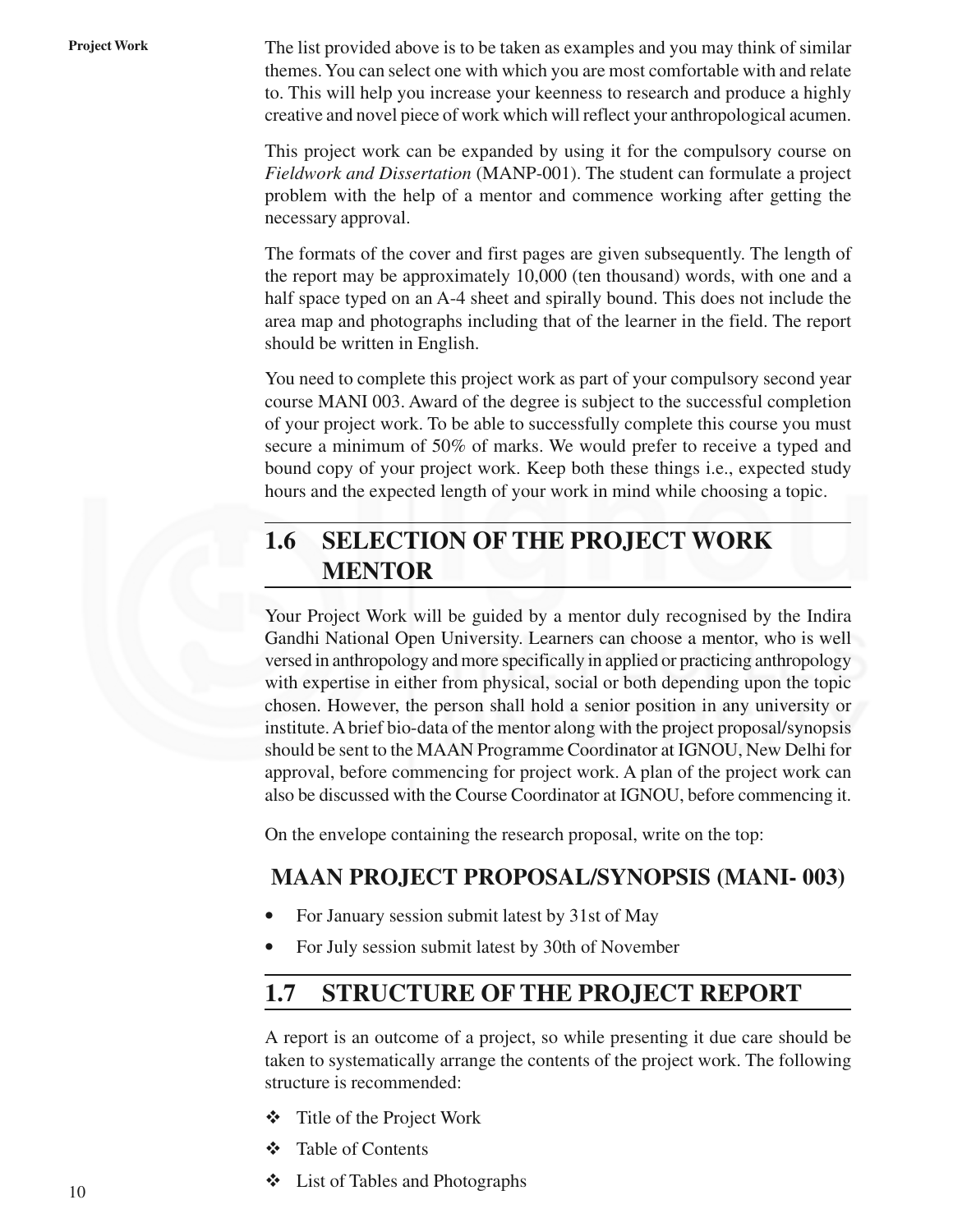The list provided above is to be taken as examples and you may think of similar themes. You can select one with which you are most comfortable with and relate to. This will help you increase your keenness to research and produce a highly creative and novel piece of work which will reflect your anthropological acumen.

This project work can be expanded by using it for the compulsory course on *Fieldwork and Dissertation* (MANP-001). The student can formulate a project problem with the help of a mentor and commence working after getting the necessary approval.

The formats of the cover and first pages are given subsequently. The length of the report may be approximately 10,000 (ten thousand) words, with one and a half space typed on an A-4 sheet and spirally bound. This does not include the area map and photographs including that of the learner in the field. The report should be written in English.

You need to complete this project work as part of your compulsory second year course MANI 003. Award of the degree is subject to the successful completion of your project work. To be able to successfully complete this course you must secure a minimum of 50% of marks. We would prefer to receive a typed and bound copy of your project work. Keep both these things i.e., expected study hours and the expected length of your work in mind while choosing a topic.

## 1.6 SELECTION OF THE PROJECT WORK MENTOR

Your Project Work will be guided by a mentor duly recognised by the Indira Gandhi National Open University. Learners can choose a mentor, who is well versed in anthropology and more specifically in applied or practicing anthropology with expertise in either from physical, social or both depending upon the topic chosen. However, the person shall hold a senior position in any university or institute. A brief bio-data of the mentor along with the project proposal/synopsis should be sent to the MAAN Programme Coordinator at IGNOU, New Delhi for approval, before commencing for project work. A plan of the project work can also be discussed with the Course Coordinator at IGNOU, before commencing it.

On the envelope containing the research proposal, write on the top:

**MAAN PROJECT PROPOSAL/SYNOPSIS (MANI- 003)**

- For January session submit latest by 31st of May
- For July session submit latest by 30th of November

## 1.7 STRUCTURE OF THE PROJECT REPORT

A report is an outcome of a project, so while presenting it due care should be taken to systematically arrange the contents of the project work. The following structure is recommended:

- Title of the Project Work
- Table of Contents
- List of Tables and Photographs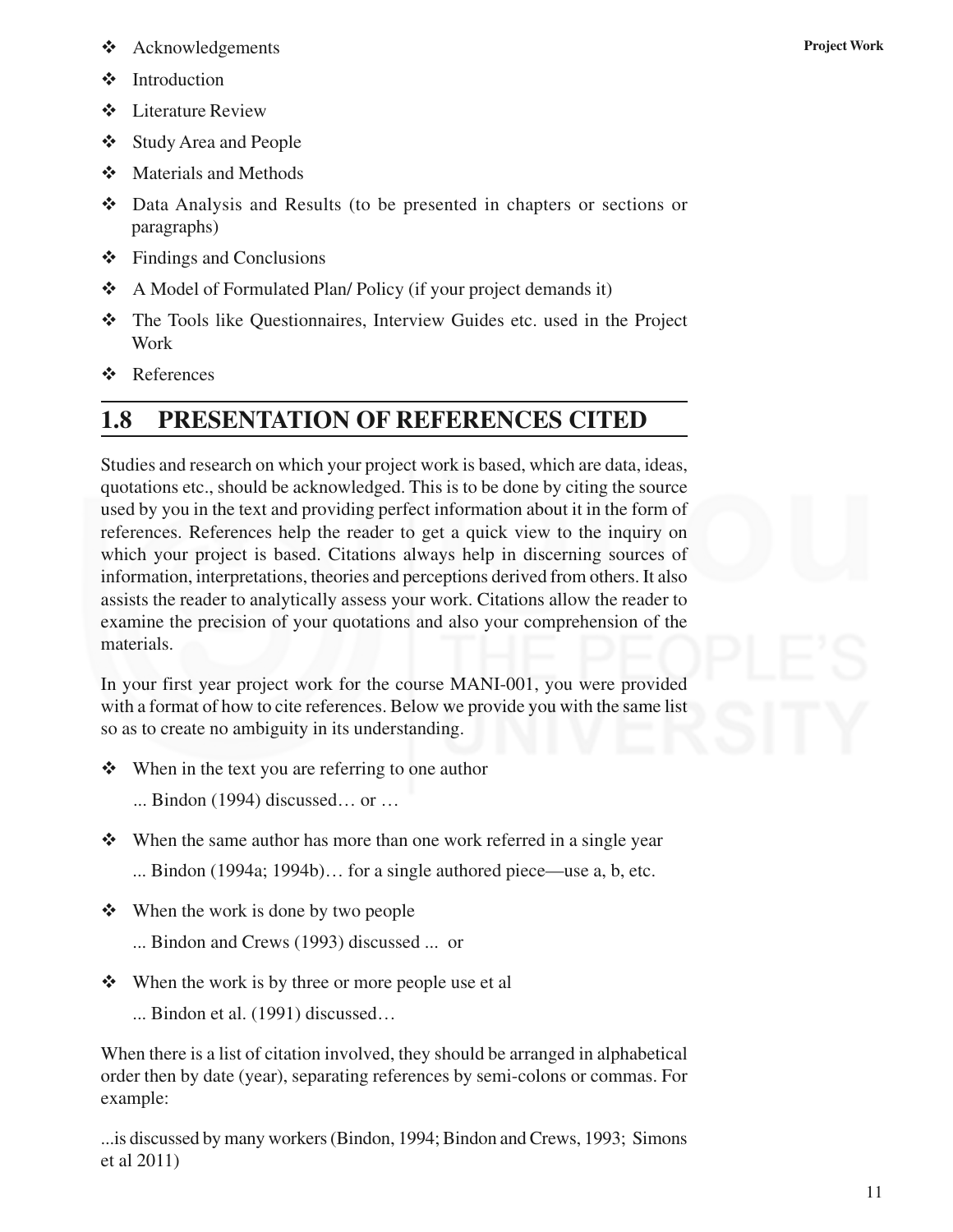- Acknowledgements
- Introduction
- Literature Review
- Study Area and People
- Materials and Methods
- Data Analysis and Results (to be presented in chapters or sections or paragraphs)
- Findings and Conclusions
- A Model of Formulated Plan/ Policy (if your project demands it)
- The Tools like Questionnaires, Interview Guides etc. used in the Project Work
- References

## 1.8 PRESENTATION OF REFERENCES CITED

Studies and research on which your project work is based, which are data, ideas, quotations etc., should be acknowledged. This is to be done by citing the source used by you in the text and providing perfect information about it in the form of references. References help the reader to get a quick view to the inquiry on which your project is based. Citations always help in discerning sources of information, interpretations, theories and perceptions derived from others. It also assists the reader to analytically assess your work. Citations allow the reader to examine the precision of your quotations and also your comprehension of the materials.

In your first year project work for the course MANI-001, you were provided with a format of how to cite references. Below we provide you with the same list so as to create no ambiguity in its understanding.

- When in the text you are referring to one author

  ... Bindon (1994) discussed… or …

- When the same author has more than one work referred in a single year

  ... Bindon (1994a; 1994b)… for a single authored piece—use a, b, etc.

- When the work is done by two people

  ... Bindon and Crews (1993) discussed ... or

- When the work is by three or more people use et al

  ... Bindon et al. (1991) discussed…

When there is a list of citation involved, they should be arranged in alphabetical order then by date (year), separating references by semi-colons or commas. For example:

...is discussed by many workers (Bindon, 1994; Bindon and Crews, 1993; Simons et al 2011)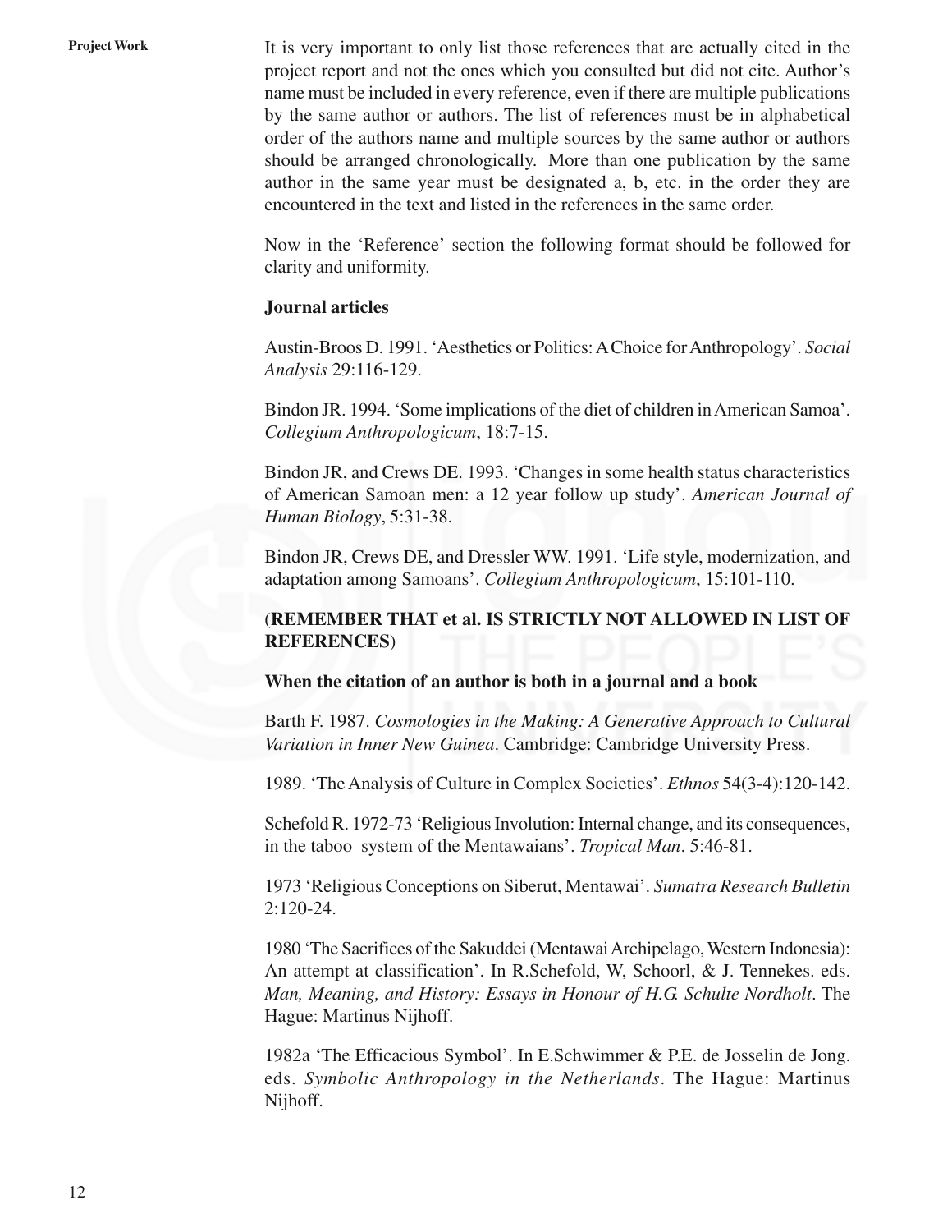It is very important to only list those references that are actually cited in the project report and not the ones which you consulted but did not cite. Author's name must be included in every reference, even if there are multiple publications by the same author or authors. The list of references must be in alphabetical order of the authors name and multiple sources by the same author or authors should be arranged chronologically. More than one publication by the same author in the same year must be designated a, b, etc. in the order they are encountered in the text and listed in the references in the same order.

Now in the 'Reference' section the following format should be followed for clarity and uniformity.

**Journal articles**

Austin-Broos D. 1991. 'Aesthetics or Politics: A Choice for Anthropology'. *Social Analysis* 29:116-129.

Bindon JR. 1994. 'Some implications of the diet of children in American Samoa'. *Collegium Anthropologicum*, 18:7-15.

Bindon JR, and Crews DE. 1993. 'Changes in some health status characteristics of American Samoan men: a 12 year follow up study'. *American Journal of Human Biology*, 5:31-38.

Bindon JR, Crews DE, and Dressler WW. 1991. 'Life style, modernization, and adaptation among Samoans'. *Collegium Anthropologicum*, 15:101-110.

(**REMEMBER THAT et al. IS STRICTLY NOT ALLOWED IN LIST OF REFERENCES**)

**When the citation of an author is both in a journal and a book**

Barth F. 1987. *Cosmologies in the Making: A Generative Approach to Cultural Variation in Inner New Guinea*. Cambridge: Cambridge University Press.

1989. 'The Analysis of Culture in Complex Societies'. *Ethnos* 54(3-4):120-142.

Schefold R. 1972-73 'Religious Involution: Internal change, and its consequences, in the taboo system of the Mentawaians'. *Tropical Man*. 5:46-81.

1973 'Religious Conceptions on Siberut, Mentawai'. *Sumatra Research Bulletin* 2:120-24.

1980 'The Sacrifices of the Sakuddei (Mentawai Archipelago, Western Indonesia): An attempt at classification'. In R.Schefold, W, Schoorl, & J. Tennekes. eds. *Man, Meaning, and History: Essays in Honour of H.G. Schulte Nordholt*. The Hague: Martinus Nijhoff.

1982a 'The Efficacious Symbol'. In E.Schwimmer & P.E. de Josselin de Jong. eds. *Symbolic Anthropology in the Netherlands*. The Hague: Martinus Nijhoff.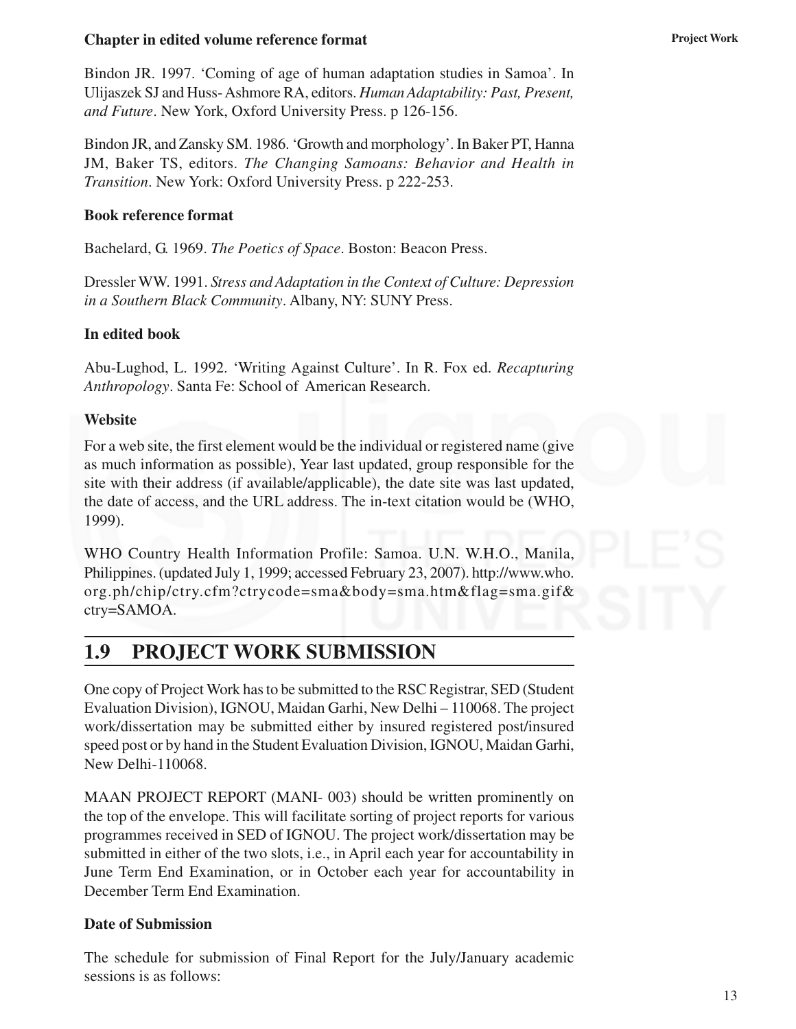**Chapter in edited volume reference format**

Bindon JR. 1997. 'Coming of age of human adaptation studies in Samoa'. In Ulijaszek SJ and Huss- Ashmore RA, editors. *Human Adaptability: Past, Present, and Future*. New York, Oxford University Press. p 126-156.

Bindon JR, and Zansky SM. 1986. 'Growth and morphology'. In Baker PT, Hanna JM, Baker TS, editors. *The Changing Samoans: Behavior and Health in Transition*. New York: Oxford University Press. p 222-253.

**Book reference format**

Bachelard, G. 1969. *The Poetics of Space*. Boston: Beacon Press.

Dressler WW. 1991. *Stress and Adaptation in the Context of Culture: Depression in a Southern Black Community*. Albany, NY: SUNY Press.

**In edited book**

Abu-Lughod, L. 1992. 'Writing Against Culture'. In R. Fox ed. *Recapturing Anthropology*. Santa Fe: School of American Research.

**Website**

For a web site, the first element would be the individual or registered name (give as much information as possible), Year last updated, group responsible for the site with their address (if available/applicable), the date site was last updated, the date of access, and the URL address. The in-text citation would be (WHO, 1999).

WHO Country Health Information Profile: Samoa. U.N. W.H.O., Manila, Philippines. (updated July 1, 1999; accessed February 23, 2007). http://www.who.org.ph/chip/ctry.cfm?ctrycode=sma&body=sma.htm&flag=sma.gif&ctry=SAMOA.

## 1.9 PROJECT WORK SUBMISSION

One copy of Project Work has to be submitted to the RSC Registrar, SED (Student Evaluation Division), IGNOU, Maidan Garhi, New Delhi – 110068. The project work/dissertation may be submitted either by insured registered post/insured speed post or by hand in the Student Evaluation Division, IGNOU, Maidan Garhi, New Delhi-110068.

MAAN PROJECT REPORT (MANI- 003) should be written prominently on the top of the envelope. This will facilitate sorting of project reports for various programmes received in SED of IGNOU. The project work/dissertation may be submitted in either of the two slots, i.e., in April each year for accountability in June Term End Examination, or in October each year for accountability in December Term End Examination.

**Date of Submission**

The schedule for submission of Final Report for the July/January academic sessions is as follows: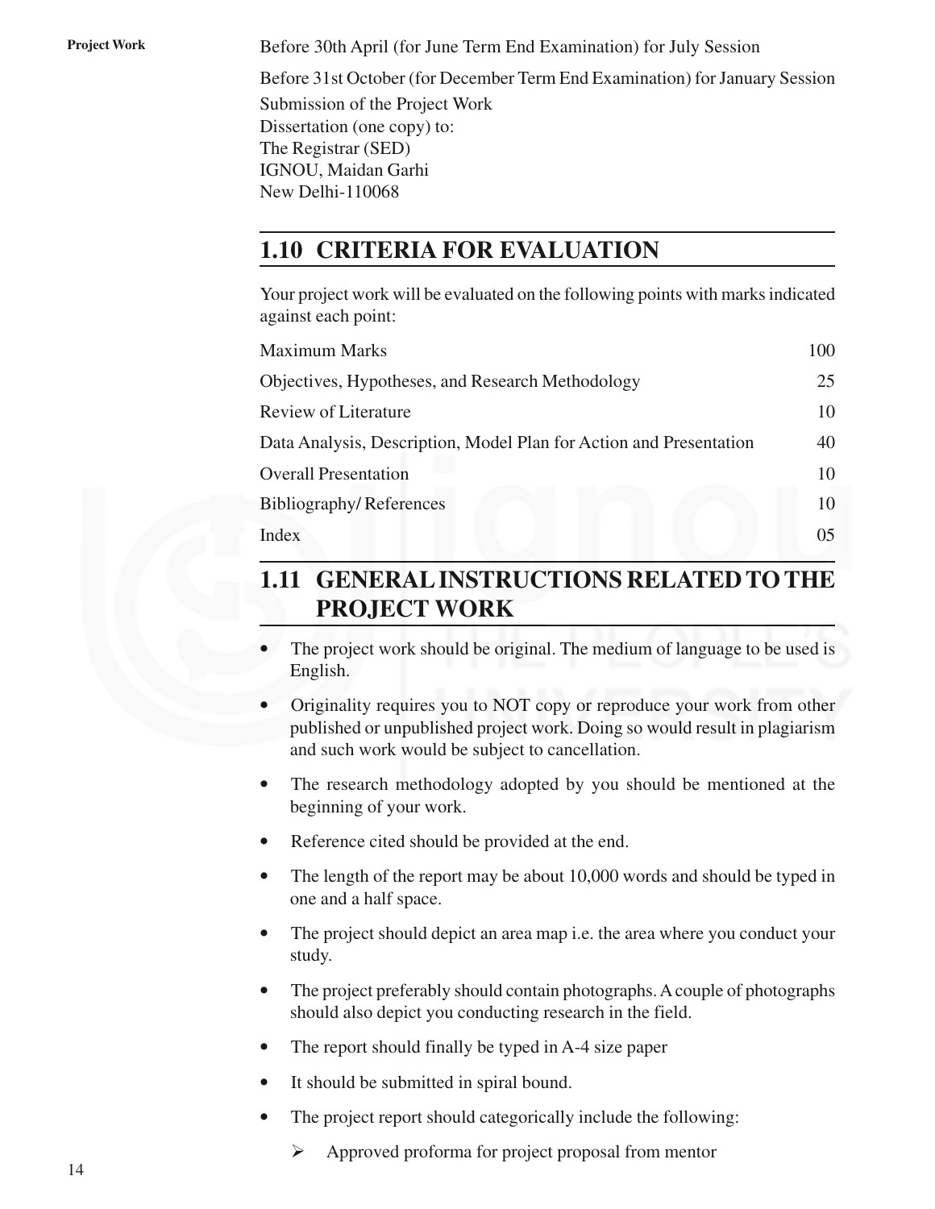Before 30th April (for June Term End Examination) for July Session

Before 31st October (for December Term End Examination) for January Session

Submission of the Project Work
Dissertation (one copy) to:
The Registrar (SED)
IGNOU, Maidan Garhi
New Delhi-110068

## 1.10 CRITERIA FOR EVALUATION

Your project work will be evaluated on the following points with marks indicated against each point:

| | |
|---|---|
| Maximum Marks | 100 |
| Objectives, Hypotheses, and Research Methodology | 25 |
| Review of Literature | 10 |
| Data Analysis, Description, Model Plan for Action and Presentation | 40 |
| Overall Presentation | 10 |
| Bibliography/ References | 10 |
| Index | 05 |

## 1.11 GENERAL INSTRUCTIONS RELATED TO THE PROJECT WORK

- The project work should be original. The medium of language to be used is English.
- Originality requires you to NOT copy or reproduce your work from other published or unpublished project work. Doing so would result in plagiarism and such work would be subject to cancellation.
- The research methodology adopted by you should be mentioned at the beginning of your work.
- Reference cited should be provided at the end.
- The length of the report may be about 10,000 words and should be typed in one and a half space.
- The project should depict an area map i.e. the area where you conduct your study.
- The project preferably should contain photographs. A couple of photographs should also depict you conducting research in the field.
- The report should finally be typed in A-4 size paper
- It should be submitted in spiral bound.
- The project report should categorically include the following:
    - Approved proforma for project proposal from mentor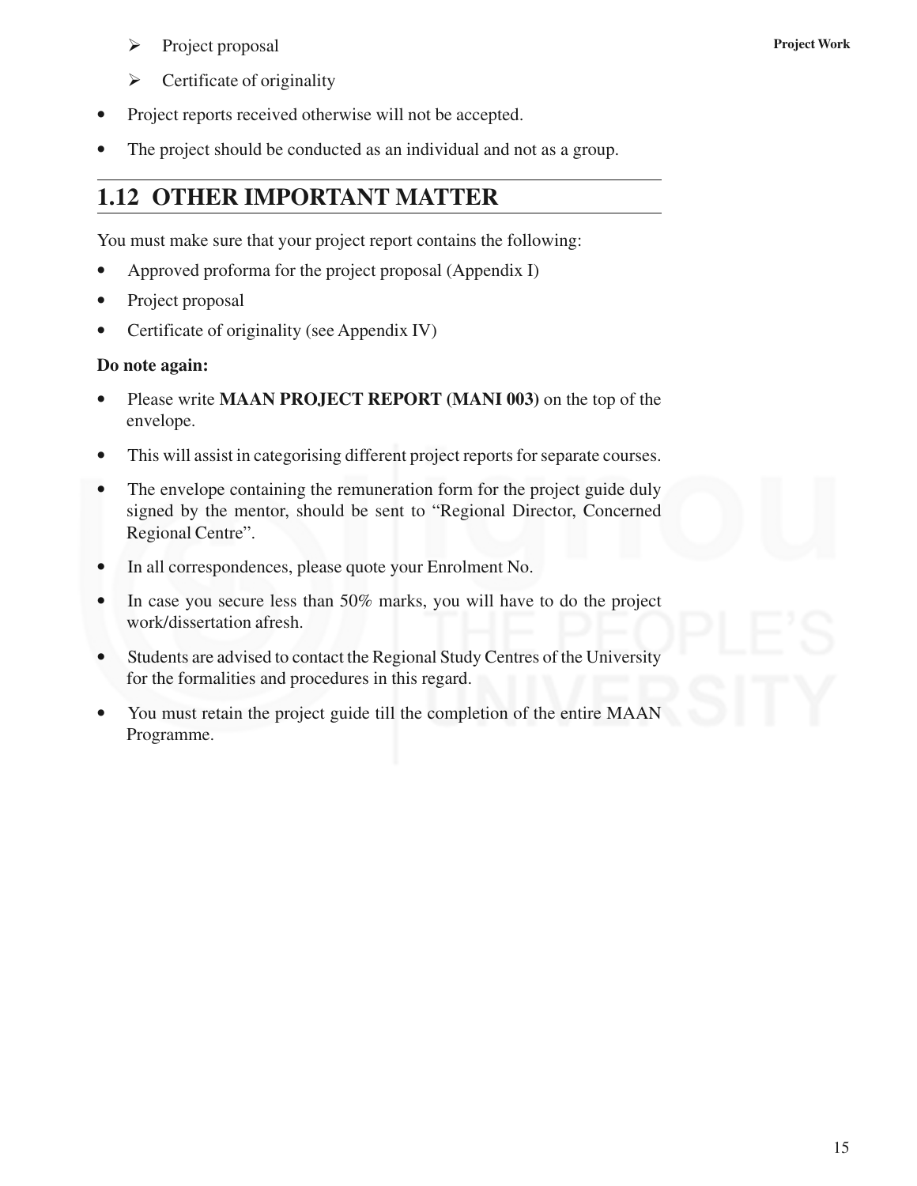- Project proposal
- Certificate of originality

- Project reports received otherwise will not be accepted.
- The project should be conducted as an individual and not as a group.

## 1.12 OTHER IMPORTANT MATTER

You must make sure that your project report contains the following:

- Approved proforma for the project proposal (Appendix I)
- Project proposal
- Certificate of originality (see Appendix IV)

**Do note again:**

- Please write **MAAN PROJECT REPORT (MANI 003)** on the top of the envelope.
- This will assist in categorising different project reports for separate courses.
- The envelope containing the remuneration form for the project guide duly signed by the mentor, should be sent to "Regional Director, Concerned Regional Centre".
- In all correspondences, please quote your Enrolment No.
- In case you secure less than 50% marks, you will have to do the project work/dissertation afresh.
- Students are advised to contact the Regional Study Centres of the University for the formalities and procedures in this regard.
- You must retain the project guide till the completion of the entire MAAN Programme.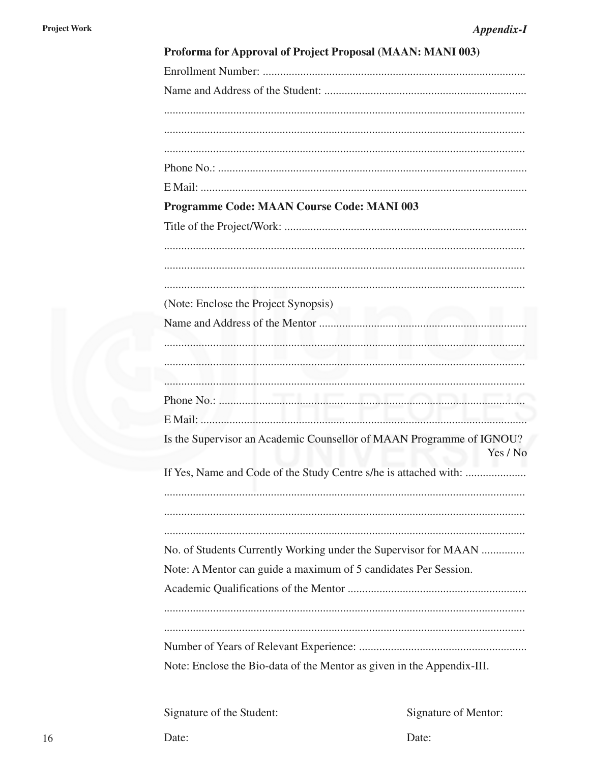*Appendix-I*

**Proforma for Approval of Project Proposal (MAAN: MANI 003)**

Enrollment Number: ..........................................................................................

Name and Address of the Student: .....................................................................

............................................................................................................................

............................................................................................................................

............................................................................................................................

Phone No.: ..........................................................................................................

E Mail: ................................................................................................................

**Programme Code: MAAN Course Code: MANI 003**

Title of the Project/Work: ...................................................................................

............................................................................................................................

............................................................................................................................

............................................................................................................................

(Note: Enclose the Project Synopsis)

Name and Address of the Mentor .......................................................................

............................................................................................................................

............................................................................................................................

............................................................................................................................

Phone No.: ..........................................................................................................

E Mail: ................................................................................................................

Is the Supervisor an Academic Counsellor of MAAN Programme of IGNOU? Yes / No

If Yes, Name and Code of the Study Centre s/he is attached with: ....................

............................................................................................................................

............................................................................................................................

............................................................................................................................

No. of Students Currently Working under the Supervisor for MAAN ...............

Note: A Mentor can guide a maximum of 5 candidates Per Session.

Academic Qualifications of the Mentor .............................................................

............................................................................................................................

............................................................................................................................

Number of Years of Relevant Experience: .........................................................

Note: Enclose the Bio-data of the Mentor as given in the Appendix-III.

Signature of the Student: Signature of Mentor:

Date: Date: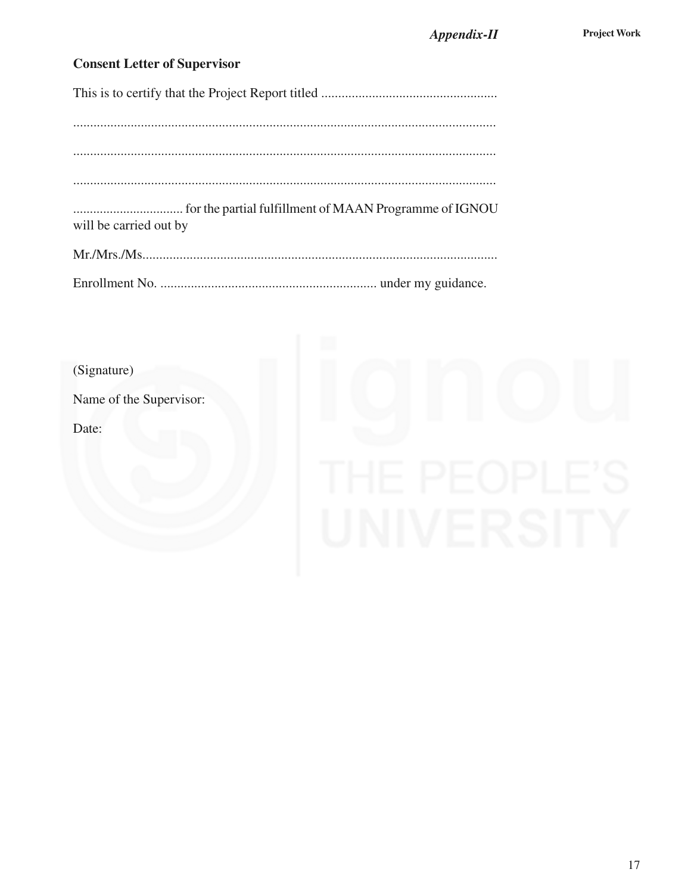## Appendix-II

### Consent Letter of Supervisor

This is to certify that the Project Report titled ....................................................

.............................................................................................................................

.............................................................................................................................

.............................................................................................................................

................................. for the partial fulfillment of MAAN Programme of IGNOU will be carried out by

Mr./Mrs./Ms.........................................................................................................

Enrollment No. ................................................................ under my guidance.

(Signature)

Name of the Supervisor:

Date: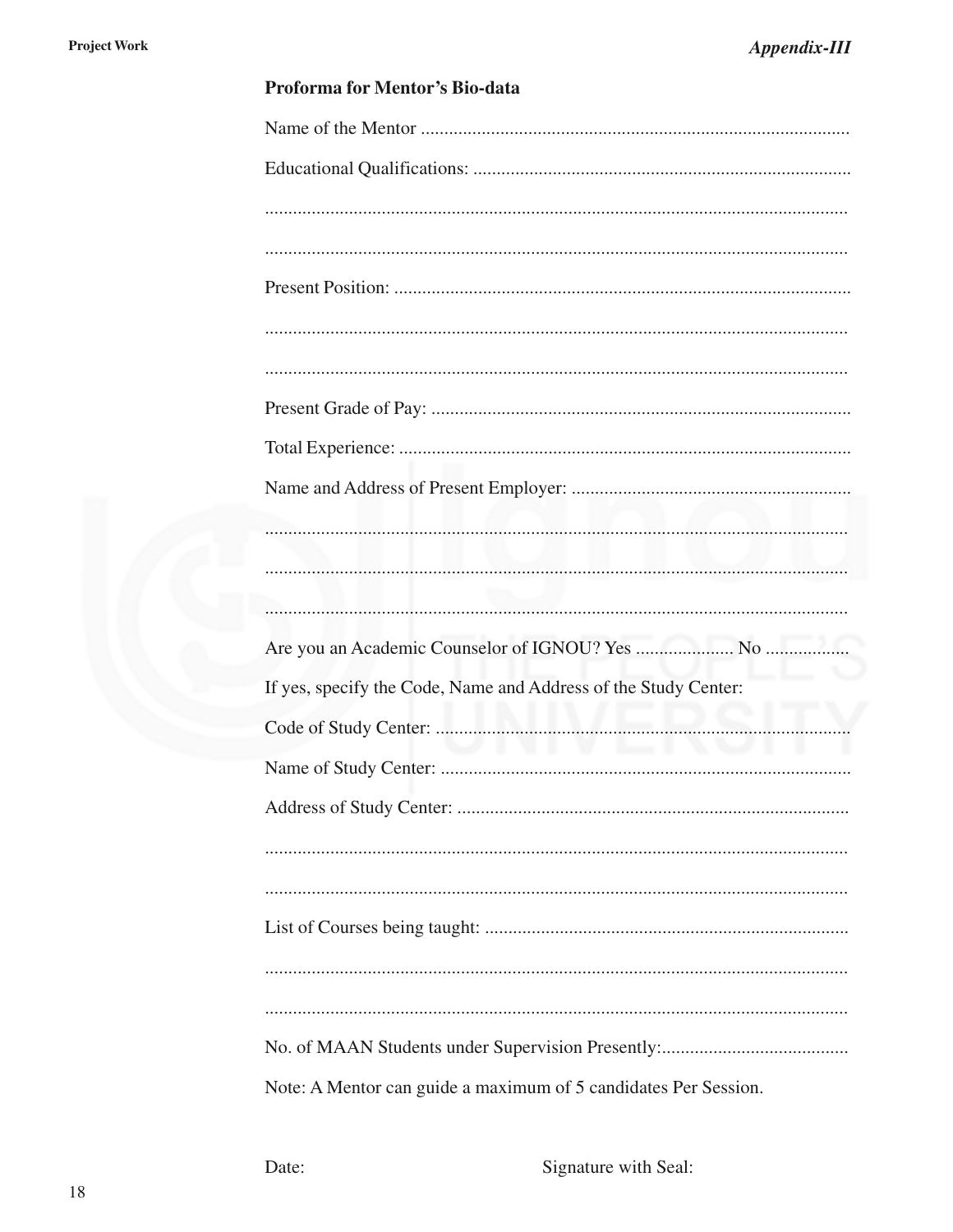*Appendix-III*

**Proforma for Mentor's Bio-data**

Name of the Mentor ...........................................................................................

Educational Qualifications: .................................................................................

..............................................................................................................................

..............................................................................................................................

Present Position: .................................................................................................

..............................................................................................................................

..............................................................................................................................

Present Grade of Pay: .........................................................................................

Total Experience: ................................................................................................

Name and Address of Present Employer: ............................................................

..............................................................................................................................

..............................................................................................................................

..............................................................................................................................

Are you an Academic Counselor of IGNOU? Yes .................... No ..................

If yes, specify the Code, Name and Address of the Study Center:

Code of Study Center: ........................................................................................

Name of Study Center: .......................................................................................

Address of Study Center: ...................................................................................

..............................................................................................................................

..............................................................................................................................

List of Courses being taught: .............................................................................

..............................................................................................................................

..............................................................................................................................

No. of MAAN Students under Supervision Presently:........................................

Note: A Mentor can guide a maximum of 5 candidates Per Session.

Date: Signature with Seal: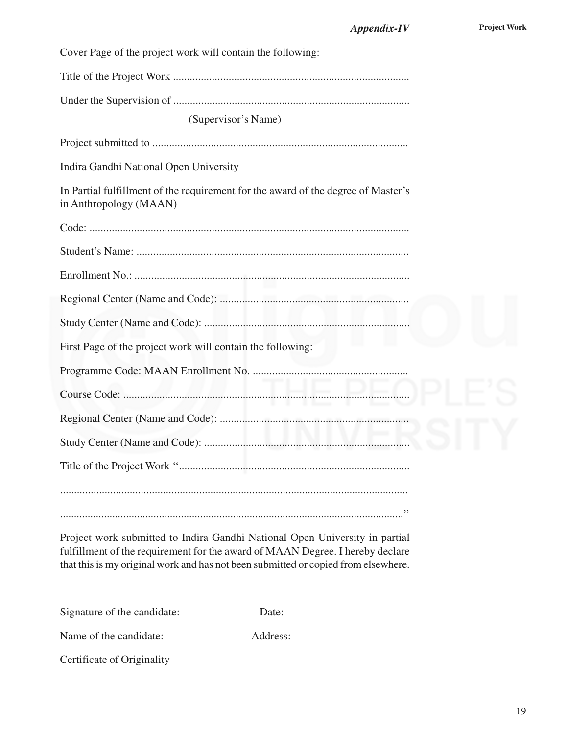## *Appendix-IV*

Cover Page of the project work will contain the following:

Title of the Project Work ....................................................................................

Under the Supervision of ....................................................................................

(Supervisor's Name)

Project submitted to ..........................................................................................

Indira Gandhi National Open University

In Partial fulfillment of the requirement for the award of the degree of Master's in Anthropology (MAAN)

Code: ..................................................................................................................

Student's Name: .................................................................................................

Enrollment No.: ..................................................................................................

Regional Center (Name and Code): ...................................................................

Study Center (Name and Code): .........................................................................

First Page of the project work will contain the following:

Programme Code: MAAN Enrollment No. .......................................................

Course Code: ......................................................................................................

Regional Center (Name and Code): ...................................................................

Study Center (Name and Code): .........................................................................

Title of the Project Work "..................................................................................

............................................................................................................................

............................................................................................................................"

Project work submitted to Indira Gandhi National Open University in partial fulfillment of the requirement for the award of MAAN Degree. I hereby declare that this is my original work and has not been submitted or copied from elsewhere.

Signature of the candidate: Date:

Name of the candidate: Address:

Certificate of Originality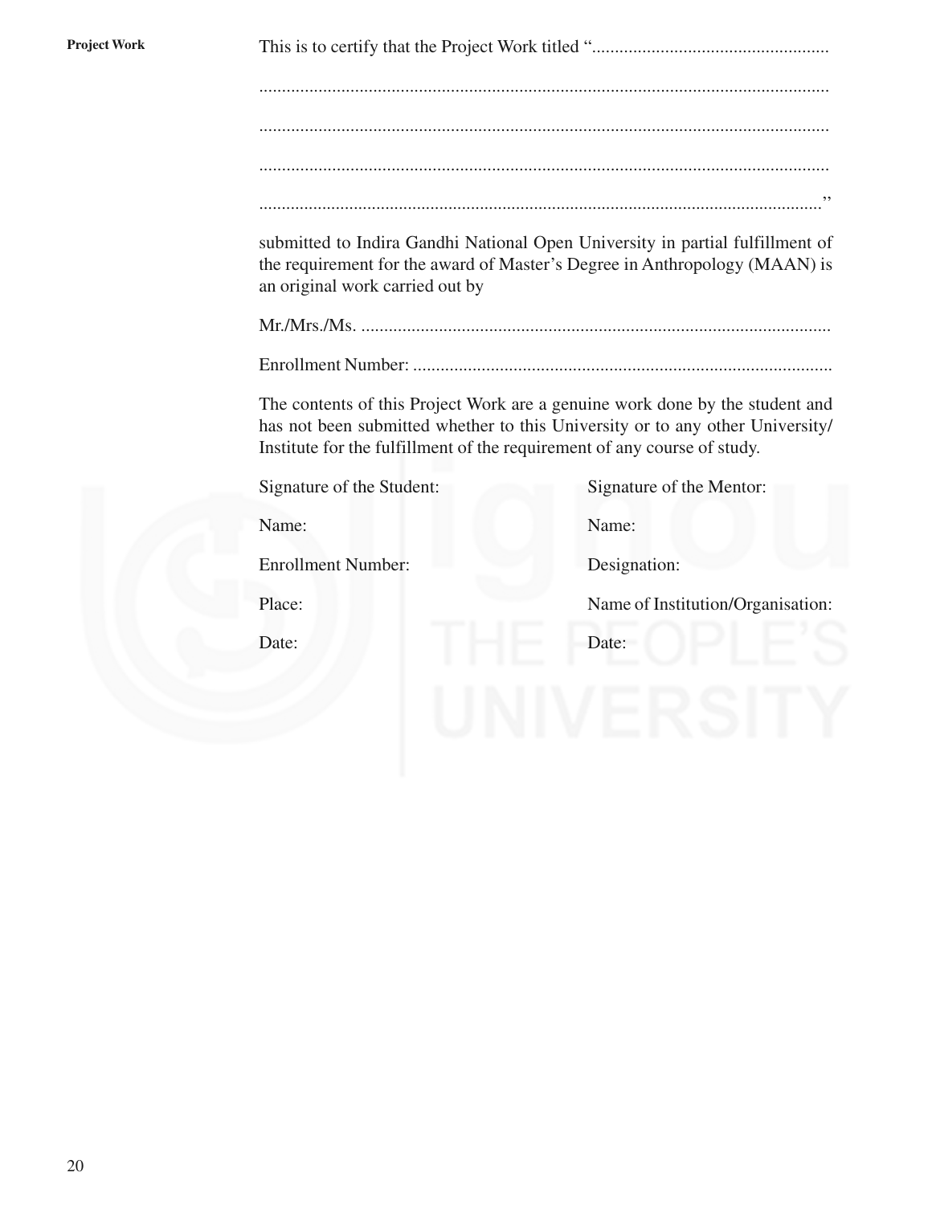This is to certify that the Project Work titled "....................................................

..............................................................................................................................

..............................................................................................................................

..............................................................................................................................

.............................................................................................................................."

submitted to Indira Gandhi National Open University in partial fulfillment of the requirement for the award of Master's Degree in Anthropology (MAAN) is an original work carried out by

Mr./Mrs./Ms. ......................................................................................................

Enrollment Number: ...........................................................................................

The contents of this Project Work are a genuine work done by the student and has not been submitted whether to this University or to any other University/ Institute for the fulfillment of the requirement of any course of study.

| | |
|---|---|
| Signature of the Student: | Signature of the Mentor: |
| Name: | Name: |
| Enrollment Number: | Designation: |
| Place: | Name of Institution/Organisation: |
| Date: | Date: |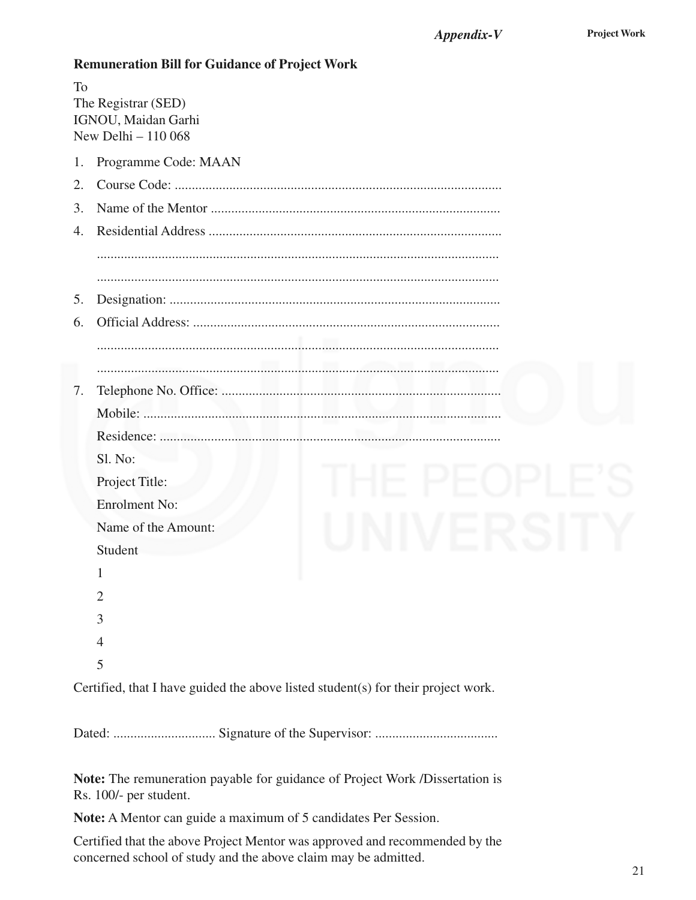*Appendix-V*

## Remuneration Bill for Guidance of Project Work

To
The Registrar (SED)
IGNOU, Maidan Garhi
New Delhi – 110 068

1. Programme Code: MAAN
2. Course Code: ...............................................................................................
3. Name of the Mentor ....................................................................................
4. Residential Address .....................................................................................
   .....................................................................................................................
   .....................................................................................................................
5. Designation: .................................................................................................
6. Official Address: ..........................................................................................
   .....................................................................................................................
   .....................................................................................................................
7. Telephone No. Office: ..................................................................................
   Mobile: .........................................................................................................
   Residence: ....................................................................................................
   Sl. No:
   Project Title:
   Enrolment No:
   Name of the Amount:
   Student
   1
   2
   3
   4
   5

Certified, that I have guided the above listed student(s) for their project work.

Dated: .............................. Signature of the Supervisor: ....................................

**Note:** The remuneration payable for guidance of Project Work /Dissertation is Rs. 100/- per student.

**Note:** A Mentor can guide a maximum of 5 candidates Per Session.

Certified that the above Project Mentor was approved and recommended by the concerned school of study and the above claim may be admitted.